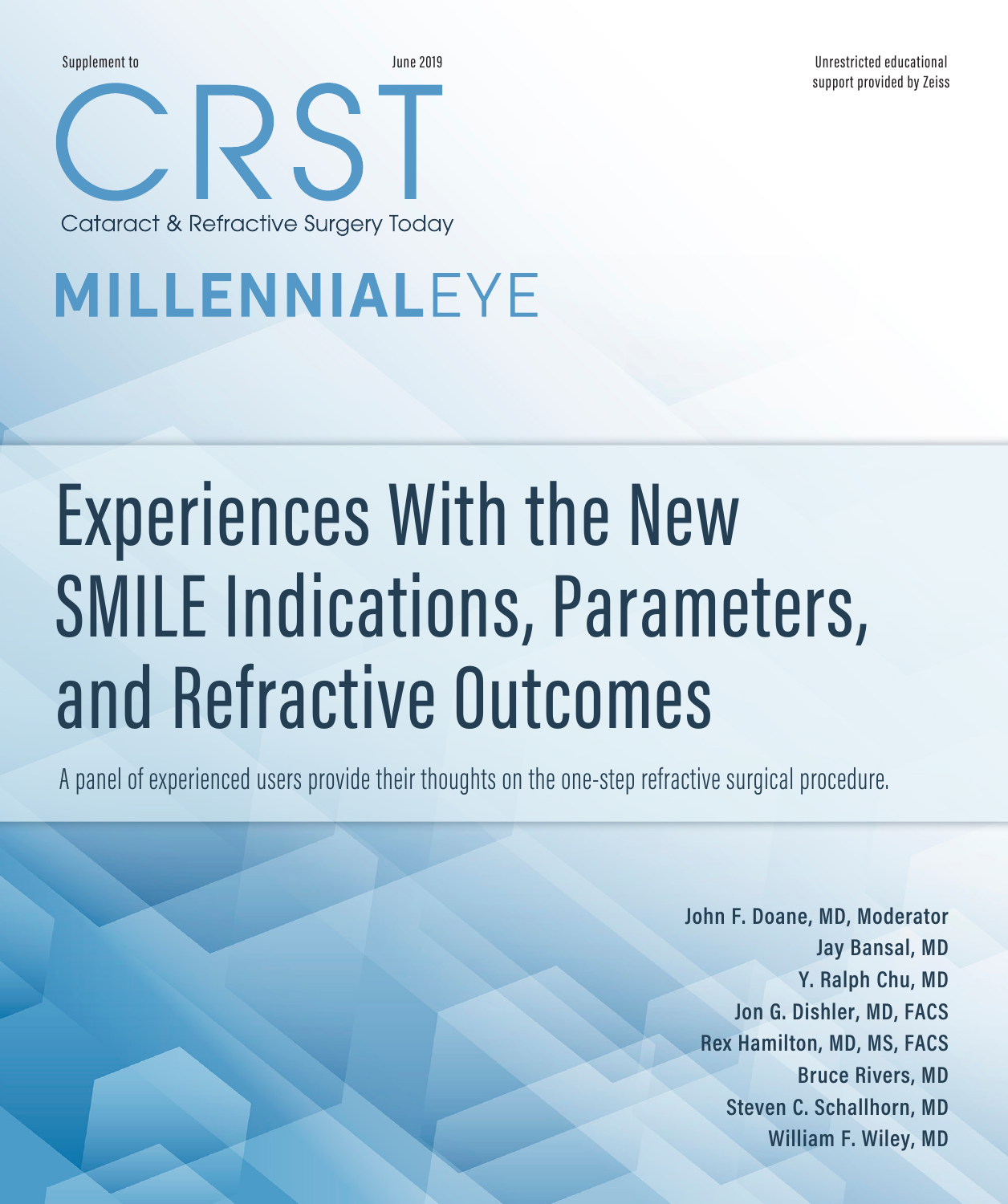Supplement to

June 2019

Unrestricted educational support provided by Zeiss

CRST

Cataract & Refractive Surgery Today

MILLENNIALEYE

# Experiences With the New SMILE Indications, Parameters, and Refractive Outcomes

A panel of experienced users provide their thoughts on the one-step refractive surgical procedure.

**John F. Doane, MD, Moderator**
**Jay Bansal, MD**
**Y. Ralph Chu, MD**
**Jon G. Dishler, MD, FACS**
**Rex Hamilton, MD, MS, FACS**
**Bruce Rivers, MD**
**Steven C. Schallhorn, MD**
**William F. Wiley, MD**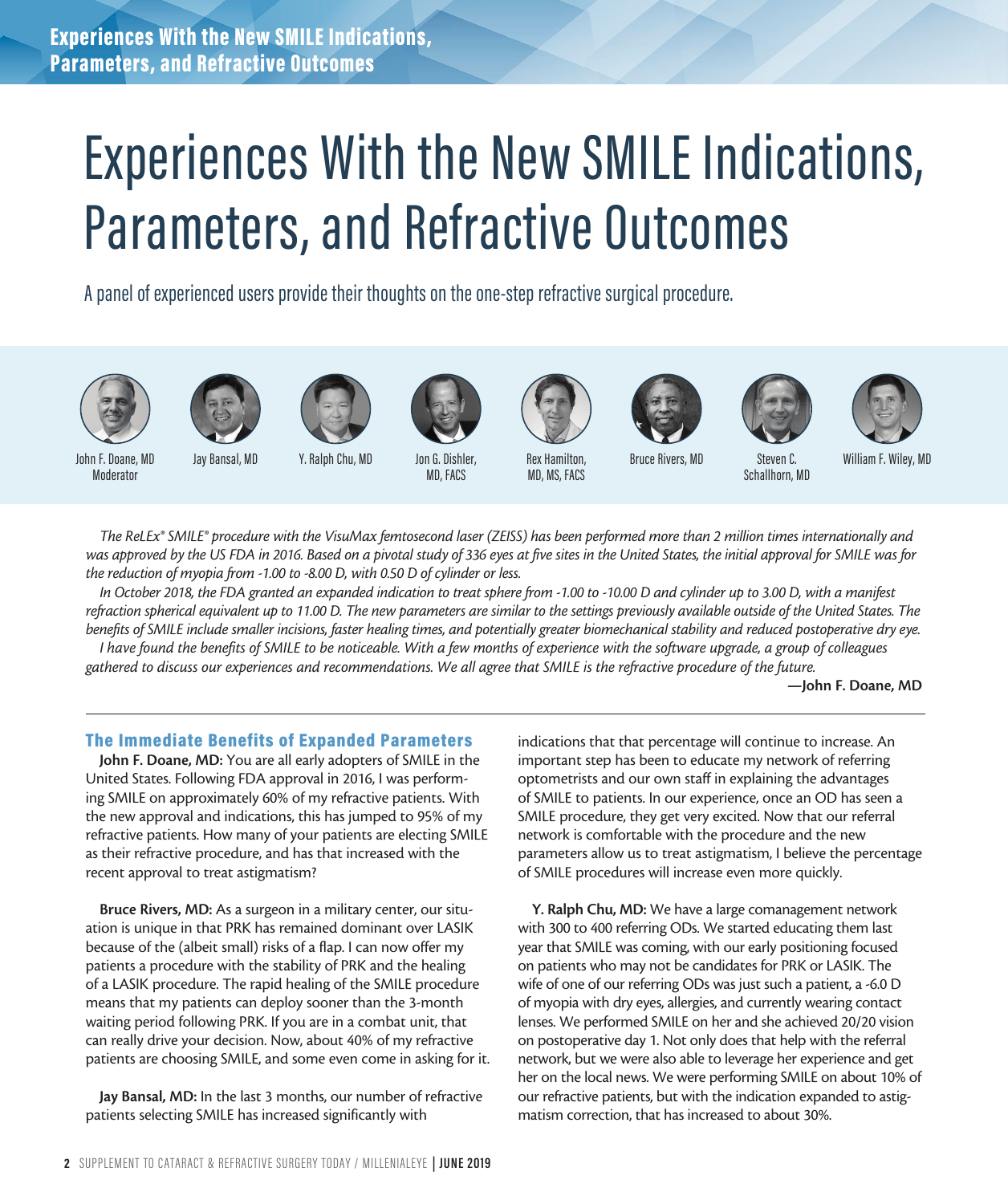# Experiences With the New SMILE Indications, Parameters, and Refractive Outcomes

A panel of experienced users provide their thoughts on the one-step refractive surgical procedure.

John F. Doane, MD, Moderator; Jay Bansal, MD; Y. Ralph Chu, MD; Jon G. Dishler, MD, FACS; Rex Hamilton, MD, MS, FACS; Bruce Rivers, MD; Steven C. Schallhorn, MD; William F. Wiley, MD

*The ReLEx® SMILE® procedure with the VisuMax femtosecond laser (ZEISS) has been performed more than 2 million times internationally and was approved by the US FDA in 2016. Based on a pivotal study of 336 eyes at five sites in the United States, the initial approval for SMILE was for the reduction of myopia from -1.00 to -8.00 D, with 0.50 D of cylinder or less.*

*In October 2018, the FDA granted an expanded indication to treat sphere from -1.00 to -10.00 D and cylinder up to 3.00 D, with a manifest refraction spherical equivalent up to 11.00 D. The new parameters are similar to the settings previously available outside of the United States. The benefits of SMILE include smaller incisions, faster healing times, and potentially greater biomechanical stability and reduced postoperative dry eye.*

*I have found the benefits of SMILE to be noticeable. With a few months of experience with the software upgrade, a group of colleagues gathered to discuss our experiences and recommendations. We all agree that SMILE is the refractive procedure of the future.*

**—John F. Doane, MD**

## The Immediate Benefits of Expanded Parameters

**John F. Doane, MD:** You are all early adopters of SMILE in the United States. Following FDA approval in 2016, I was performing SMILE on approximately 60% of my refractive patients. With the new approval and indications, this has jumped to 95% of my refractive patients. How many of your patients are electing SMILE as their refractive procedure, and has that increased with the recent approval to treat astigmatism?

**Bruce Rivers, MD:** As a surgeon in a military center, our situation is unique in that PRK has remained dominant over LASIK because of the (albeit small) risks of a flap. I can now offer my patients a procedure with the stability of PRK and the healing of a LASIK procedure. The rapid healing of the SMILE procedure means that my patients can deploy sooner than the 3-month waiting period following PRK. If you are in a combat unit, that can really drive your decision. Now, about 40% of my refractive patients are choosing SMILE, and some even come in asking for it.

**Jay Bansal, MD:** In the last 3 months, our number of refractive patients selecting SMILE has increased significantly with indications that that percentage will continue to increase. An important step has been to educate my network of referring optometrists and our own staff in explaining the advantages of SMILE to patients. In our experience, once an OD has seen a SMILE procedure, they get very excited. Now that our referral network is comfortable with the procedure and the new parameters allow us to treat astigmatism, I believe the percentage of SMILE procedures will increase even more quickly.

**Y. Ralph Chu, MD:** We have a large comanagement network with 300 to 400 referring ODs. We started educating them last year that SMILE was coming, with our early positioning focused on patients who may not be candidates for PRK or LASIK. The wife of one of our referring ODs was just such a patient, a -6.0 D of myopia with dry eyes, allergies, and currently wearing contact lenses. We performed SMILE on her and she achieved 20/20 vision on postoperative day 1. Not only does that help with the referral network, but we were also able to leverage her experience and get her on the local news. We were performing SMILE on about 10% of our refractive patients, but with the indication expanded to astigmatism correction, that has increased to about 30%.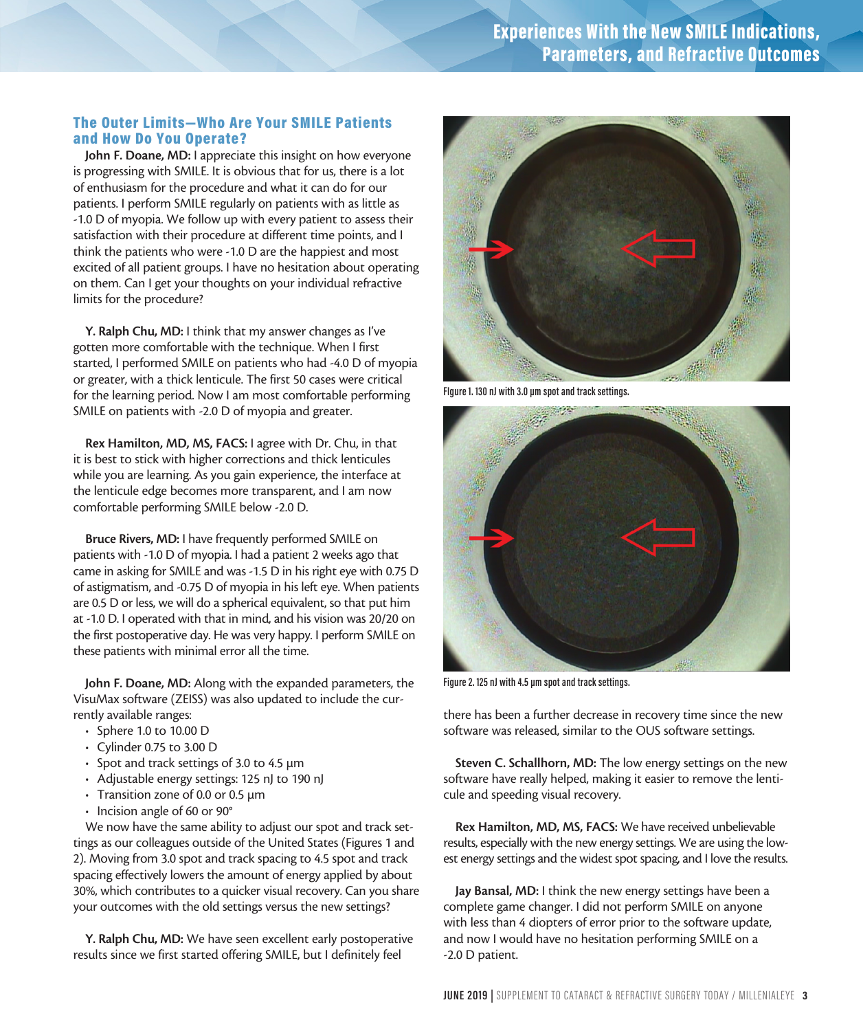## The Outer Limits—Who Are Your SMILE Patients and How Do You Operate?

**John F. Doane, MD:** I appreciate this insight on how everyone is progressing with SMILE. It is obvious that for us, there is a lot of enthusiasm for the procedure and what it can do for our patients. I perform SMILE regularly on patients with as little as -1.0 D of myopia. We follow up with every patient to assess their satisfaction with their procedure at different time points, and I think the patients who were -1.0 D are the happiest and most excited of all patient groups. I have no hesitation about operating on them. Can I get your thoughts on your individual refractive limits for the procedure?

**Y. Ralph Chu, MD:** I think that my answer changes as I've gotten more comfortable with the technique. When I first started, I performed SMILE on patients who had -4.0 D of myopia or greater, with a thick lenticule. The first 50 cases were critical for the learning period. Now I am most comfortable performing SMILE on patients with -2.0 D of myopia and greater.

**Rex Hamilton, MD, MS, FACS:** I agree with Dr. Chu, in that it is best to stick with higher corrections and thick lenticules while you are learning. As you gain experience, the interface at the lenticule edge becomes more transparent, and I am now comfortable performing SMILE below -2.0 D.

**Bruce Rivers, MD:** I have frequently performed SMILE on patients with -1.0 D of myopia. I had a patient 2 weeks ago that came in asking for SMILE and was -1.5 D in his right eye with 0.75 D of astigmatism, and -0.75 D of myopia in his left eye. When patients are 0.5 D or less, we will do a spherical equivalent, so that put him at -1.0 D. I operated with that in mind, and his vision was 20/20 on the first postoperative day. He was very happy. I perform SMILE on these patients with minimal error all the time.

**John F. Doane, MD:** Along with the expanded parameters, the VisuMax software (ZEISS) was also updated to include the currently available ranges:

- Sphere 1.0 to 10.00 D
- Cylinder 0.75 to 3.00 D
- Spot and track settings of 3.0 to 4.5 µm
- Adjustable energy settings: 125 nJ to 190 nJ
- Transition zone of 0.0 or 0.5 µm
- Incision angle of 60 or 90°

We now have the same ability to adjust our spot and track settings as our colleagues outside of the United States (Figures 1 and 2). Moving from 3.0 spot and track spacing to 4.5 spot and track spacing effectively lowers the amount of energy applied by about 30%, which contributes to a quicker visual recovery. Can you share your outcomes with the old settings versus the new settings?

**Y. Ralph Chu, MD:** We have seen excellent early postoperative results since we first started offering SMILE, but I definitely feel there has been a further decrease in recovery time since the new software was released, similar to the OUS software settings.

Figure 1. 130 nJ with 3.0 µm spot and track settings.

Figure 2. 125 nJ with 4.5 µm spot and track settings.

**Steven C. Schallhorn, MD:** The low energy settings on the new software have really helped, making it easier to remove the lenticule and speeding visual recovery.

**Rex Hamilton, MD, MS, FACS:** We have received unbelievable results, especially with the new energy settings. We are using the lowest energy settings and the widest spot spacing, and I love the results.

**Jay Bansal, MD:** I think the new energy settings have been a complete game changer. I did not perform SMILE on anyone with less than 4 diopters of error prior to the software update, and now I would have no hesitation performing SMILE on a -2.0 D patient.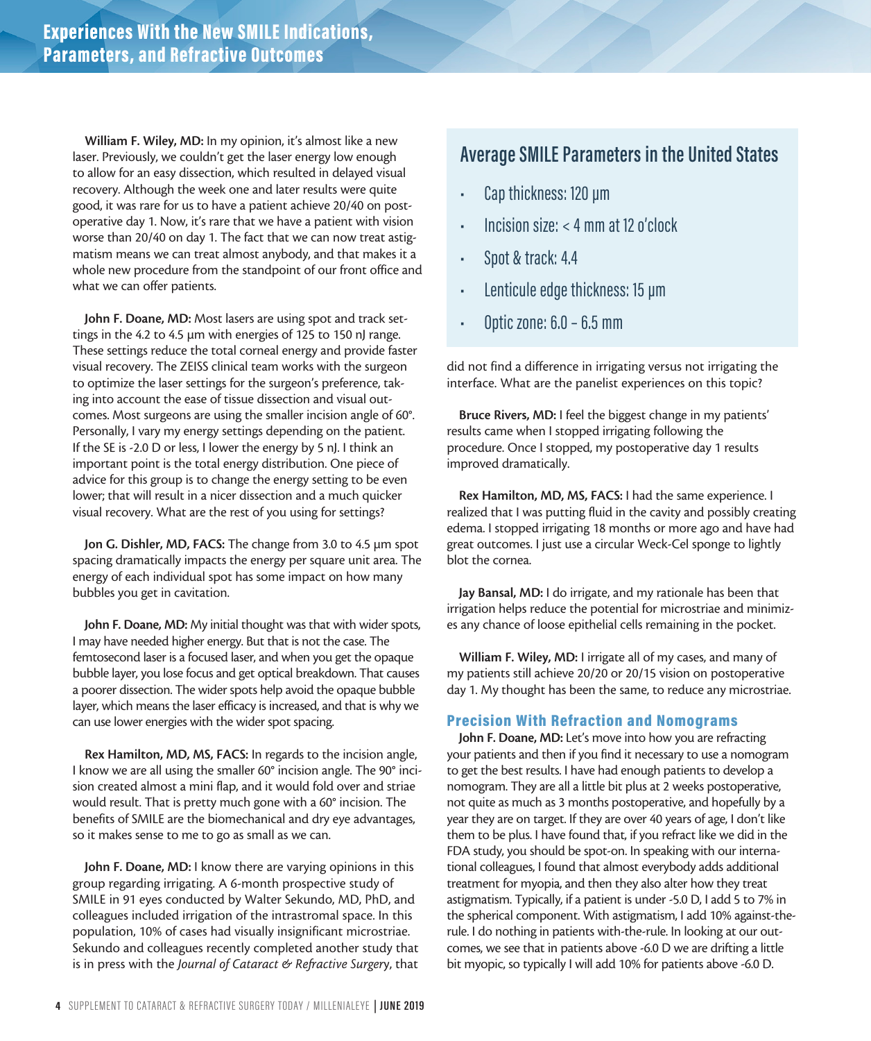# Experiences With the New SMILE Indications, Parameters, and Refractive Outcomes

**William F. Wiley, MD:** In my opinion, it's almost like a new laser. Previously, we couldn't get the laser energy low enough to allow for an easy dissection, which resulted in delayed visual recovery. Although the week one and later results were quite good, it was rare for us to have a patient achieve 20/40 on postoperative day 1. Now, it's rare that we have a patient with vision worse than 20/40 on day 1. The fact that we can now treat astigmatism means we can treat almost anybody, and that makes it a whole new procedure from the standpoint of our front office and what we can offer patients.

**John F. Doane, MD:** Most lasers are using spot and track settings in the 4.2 to 4.5 µm with energies of 125 to 150 nJ range. These settings reduce the total corneal energy and provide faster visual recovery. The ZEISS clinical team works with the surgeon to optimize the laser settings for the surgeon's preference, taking into account the ease of tissue dissection and visual outcomes. Most surgeons are using the smaller incision angle of 60°. Personally, I vary my energy settings depending on the patient. If the SE is -2.0 D or less, I lower the energy by 5 nJ. I think an important point is the total energy distribution. One piece of advice for this group is to change the energy setting to be even lower; that will result in a nicer dissection and a much quicker visual recovery. What are the rest of you using for settings?

**Jon G. Dishler, MD, FACS:** The change from 3.0 to 4.5 µm spot spacing dramatically impacts the energy per square unit area. The energy of each individual spot has some impact on how many bubbles you get in cavitation.

**John F. Doane, MD:** My initial thought was that with wider spots, I may have needed higher energy. But that is not the case. The femtosecond laser is a focused laser, and when you get the opaque bubble layer, you lose focus and get optical breakdown. That causes a poorer dissection. The wider spots help avoid the opaque bubble layer, which means the laser efficacy is increased, and that is why we can use lower energies with the wider spot spacing.

**Rex Hamilton, MD, MS, FACS:** In regards to the incision angle, I know we are all using the smaller 60° incision angle. The 90° incision created almost a mini flap, and it would fold over and striae would result. That is pretty much gone with a 60° incision. The benefits of SMILE are the biomechanical and dry eye advantages, so it makes sense to me to go as small as we can.

**John F. Doane, MD:** I know there are varying opinions in this group regarding irrigating. A 6-month prospective study of SMILE in 91 eyes conducted by Walter Sekundo, MD, PhD, and colleagues included irrigation of the intrastromal space. In this population, 10% of cases had visually insignificant microstriae. Sekundo and colleagues recently completed another study that is in press with the *Journal of Cataract & Refractive Surgery*, that did not find a difference in irrigating versus not irrigating the interface. What are the panelist experiences on this topic?

**Bruce Rivers, MD:** I feel the biggest change in my patients' results came when I stopped irrigating following the procedure. Once I stopped, my postoperative day 1 results improved dramatically.

**Rex Hamilton, MD, MS, FACS:** I had the same experience. I realized that I was putting fluid in the cavity and possibly creating edema. I stopped irrigating 18 months or more ago and have had great outcomes. I just use a circular Weck-Cel sponge to lightly blot the cornea.

**Jay Bansal, MD:** I do irrigate, and my rationale has been that irrigation helps reduce the potential for microstriae and minimizes any chance of loose epithelial cells remaining in the pocket.

**William F. Wiley, MD:** I irrigate all of my cases, and many of my patients still achieve 20/20 or 20/15 vision on postoperative day 1. My thought has been the same, to reduce any microstriae.

## Average SMILE Parameters in the United States

- Cap thickness: 120 µm
- Incision size: < 4 mm at 12 o'clock
- Spot & track: 4.4
- Lenticule edge thickness: 15 µm
- Optic zone: 6.0 – 6.5 mm

## Precision With Refraction and Nomograms

**John F. Doane, MD:** Let's move into how you are refracting your patients and then if you find it necessary to use a nomogram to get the best results. I have had enough patients to develop a nomogram. They are all a little bit plus at 2 weeks postoperative, not quite as much as 3 months postoperative, and hopefully by a year they are on target. If they are over 40 years of age, I don't like them to be plus. I have found that, if you refract like we did in the FDA study, you should be spot-on. In speaking with our international colleagues, I found that almost everybody adds additional treatment for myopia, and then they also alter how they treat astigmatism. Typically, if a patient is under -5.0 D, I add 5 to 7% in the spherical component. With astigmatism, I add 10% against-the-rule. I do nothing in patients with-the-rule. In looking at our outcomes, we see that in patients above -6.0 D we are drifting a little bit myopic, so typically I will add 10% for patients above -6.0 D.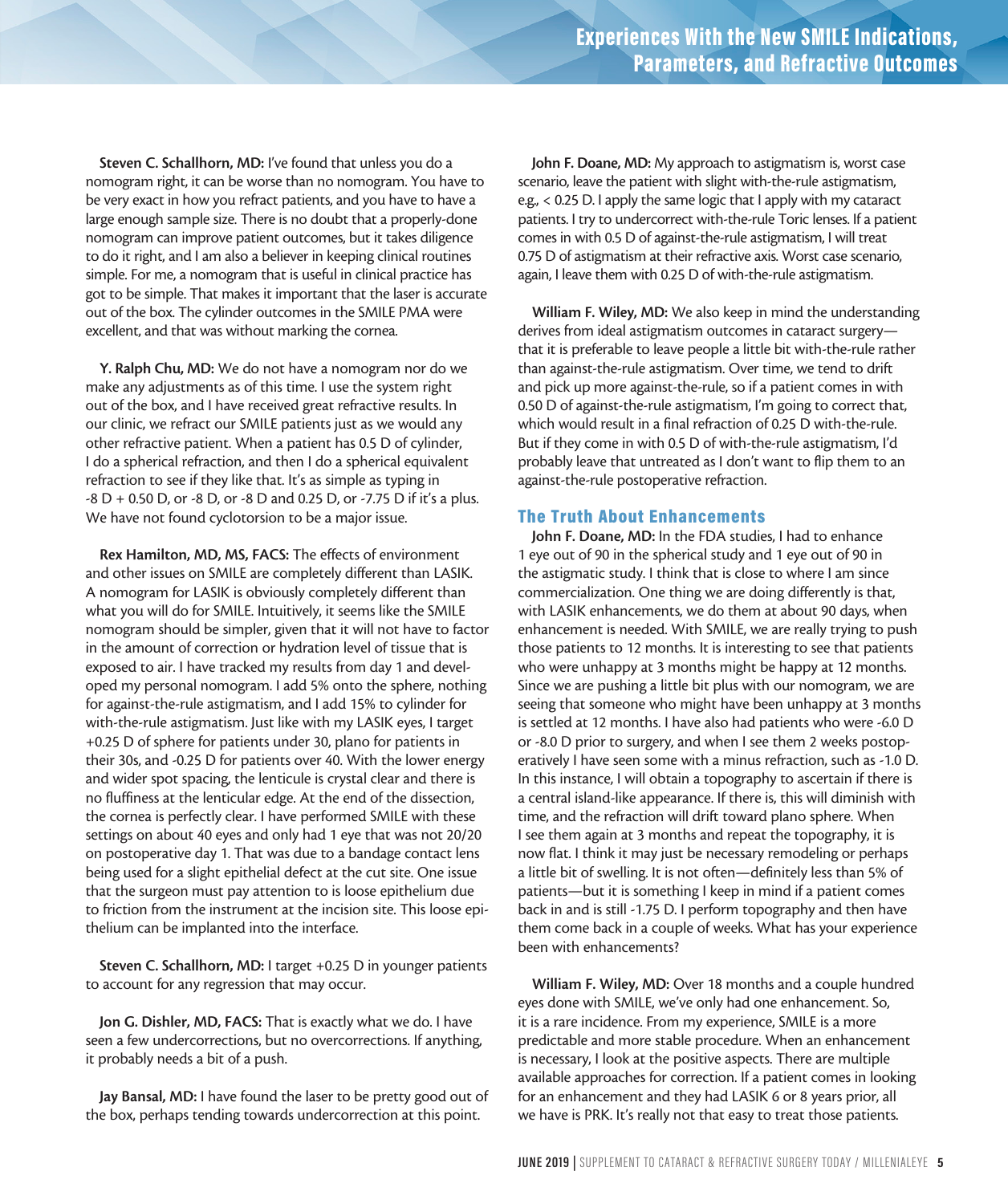**Steven C. Schallhorn, MD:** I've found that unless you do a nomogram right, it can be worse than no nomogram. You have to be very exact in how you refract patients, and you have to have a large enough sample size. There is no doubt that a properly-done nomogram can improve patient outcomes, but it takes diligence to do it right, and I am also a believer in keeping clinical routines simple. For me, a nomogram that is useful in clinical practice has got to be simple. That makes it important that the laser is accurate out of the box. The cylinder outcomes in the SMILE PMA were excellent, and that was without marking the cornea.

**Y. Ralph Chu, MD:** We do not have a nomogram nor do we make any adjustments as of this time. I use the system right out of the box, and I have received great refractive results. In our clinic, we refract our SMILE patients just as we would any other refractive patient. When a patient has 0.5 D of cylinder, I do a spherical refraction, and then I do a spherical equivalent refraction to see if they like that. It's as simple as typing in -8 D + 0.50 D, or -8 D, or -8 D and 0.25 D, or -7.75 D if it's a plus. We have not found cyclotorsion to be a major issue.

**Rex Hamilton, MD, MS, FACS:** The effects of environment and other issues on SMILE are completely different than LASIK. A nomogram for LASIK is obviously completely different than what you will do for SMILE. Intuitively, it seems like the SMILE nomogram should be simpler, given that it will not have to factor in the amount of correction or hydration level of tissue that is exposed to air. I have tracked my results from day 1 and developed my personal nomogram. I add 5% onto the sphere, nothing for against-the-rule astigmatism, and I add 15% to cylinder for with-the-rule astigmatism. Just like with my LASIK eyes, I target +0.25 D of sphere for patients under 30, plano for patients in their 30s, and -0.25 D for patients over 40. With the lower energy and wider spot spacing, the lenticule is crystal clear and there is no fluffiness at the lenticular edge. At the end of the dissection, the cornea is perfectly clear. I have performed SMILE with these settings on about 40 eyes and only had 1 eye that was not 20/20 on postoperative day 1. That was due to a bandage contact lens being used for a slight epithelial defect at the cut site. One issue that the surgeon must pay attention to is loose epithelium due to friction from the instrument at the incision site. This loose epithelium can be implanted into the interface.

**Steven C. Schallhorn, MD:** I target +0.25 D in younger patients to account for any regression that may occur.

**Jon G. Dishler, MD, FACS:** That is exactly what we do. I have seen a few undercorrections, but no overcorrections. If anything, it probably needs a bit of a push.

**Jay Bansal, MD:** I have found the laser to be pretty good out of the box, perhaps tending towards undercorrection at this point.

**John F. Doane, MD:** My approach to astigmatism is, worst case scenario, leave the patient with slight with-the-rule astigmatism, e.g., < 0.25 D. I apply the same logic that I apply with my cataract patients. I try to undercorrect with-the-rule Toric lenses. If a patient comes in with 0.5 D of against-the-rule astigmatism, I will treat 0.75 D of astigmatism at their refractive axis. Worst case scenario, again, I leave them with 0.25 D of with-the-rule astigmatism.

**William F. Wiley, MD:** We also keep in mind the understanding derives from ideal astigmatism outcomes in cataract surgery—that it is preferable to leave people a little bit with-the-rule rather than against-the-rule astigmatism. Over time, we tend to drift and pick up more against-the-rule, so if a patient comes in with 0.50 D of against-the-rule astigmatism, I'm going to correct that, which would result in a final refraction of 0.25 D with-the-rule. But if they come in with 0.5 D of with-the-rule astigmatism, I'd probably leave that untreated as I don't want to flip them to an against-the-rule postoperative refraction.

## The Truth About Enhancements

**John F. Doane, MD:** In the FDA studies, I had to enhance 1 eye out of 90 in the spherical study and 1 eye out of 90 in the astigmatic study. I think that is close to where I am since commercialization. One thing we are doing differently is that, with LASIK enhancements, we do them at about 90 days, when enhancement is needed. With SMILE, we are really trying to push those patients to 12 months. It is interesting to see that patients who were unhappy at 3 months might be happy at 12 months. Since we are pushing a little bit plus with our nomogram, we are seeing that someone who might have been unhappy at 3 months is settled at 12 months. I have also had patients who were -6.0 D or -8.0 D prior to surgery, and when I see them 2 weeks postoperatively I have seen some with a minus refraction, such as -1.0 D. In this instance, I will obtain a topography to ascertain if there is a central island-like appearance. If there is, this will diminish with time, and the refraction will drift toward plano sphere. When I see them again at 3 months and repeat the topography, it is now flat. I think it may just be necessary remodeling or perhaps a little bit of swelling. It is not often—definitely less than 5% of patients—but it is something I keep in mind if a patient comes back in and is still -1.75 D. I perform topography and then have them come back in a couple of weeks. What has your experience been with enhancements?

**William F. Wiley, MD:** Over 18 months and a couple hundred eyes done with SMILE, we've only had one enhancement. So, it is a rare incidence. From my experience, SMILE is a more predictable and more stable procedure. When an enhancement is necessary, I look at the positive aspects. There are multiple available approaches for correction. If a patient comes in looking for an enhancement and they had LASIK 6 or 8 years prior, all we have is PRK. It's really not that easy to treat those patients.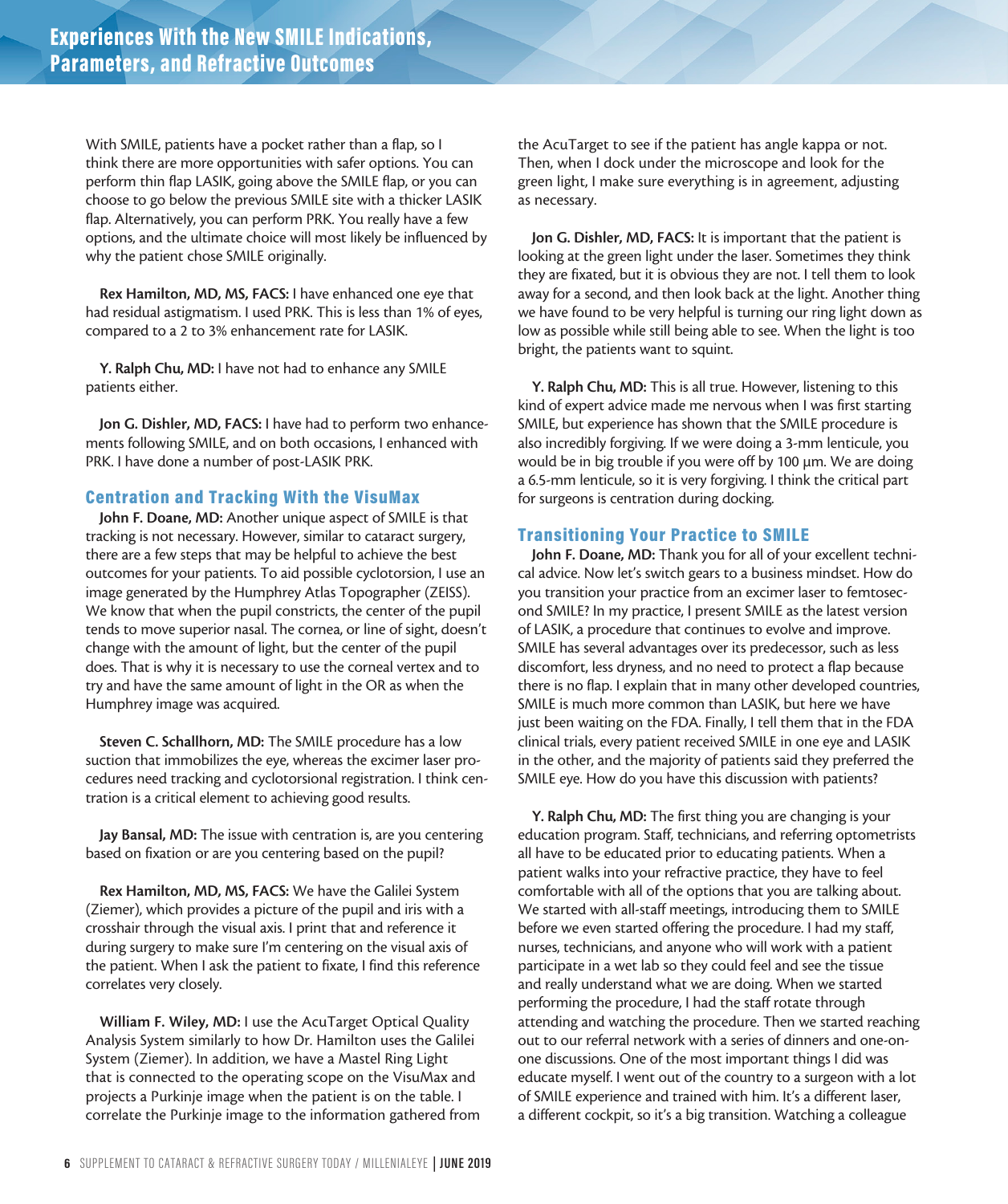With SMILE, patients have a pocket rather than a flap, so I think there are more opportunities with safer options. You can perform thin flap LASIK, going above the SMILE flap, or you can choose to go below the previous SMILE site with a thicker LASIK flap. Alternatively, you can perform PRK. You really have a few options, and the ultimate choice will most likely be influenced by why the patient chose SMILE originally.

**Rex Hamilton, MD, MS, FACS:** I have enhanced one eye that had residual astigmatism. I used PRK. This is less than 1% of eyes, compared to a 2 to 3% enhancement rate for LASIK.

**Y. Ralph Chu, MD:** I have not had to enhance any SMILE patients either.

**Jon G. Dishler, MD, FACS:** I have had to perform two enhancements following SMILE, and on both occasions, I enhanced with PRK. I have done a number of post-LASIK PRK.

## Centration and Tracking With the VisuMax

**John F. Doane, MD:** Another unique aspect of SMILE is that tracking is not necessary. However, similar to cataract surgery, there are a few steps that may be helpful to achieve the best outcomes for your patients. To aid possible cyclotorsion, I use an image generated by the Humphrey Atlas Topographer (ZEISS). We know that when the pupil constricts, the center of the pupil tends to move superior nasal. The cornea, or line of sight, doesn't change with the amount of light, but the center of the pupil does. That is why it is necessary to use the corneal vertex and to try and have the same amount of light in the OR as when the Humphrey image was acquired.

**Steven C. Schallhorn, MD:** The SMILE procedure has a low suction that immobilizes the eye, whereas the excimer laser procedures need tracking and cyclotorsional registration. I think centration is a critical element to achieving good results.

**Jay Bansal, MD:** The issue with centration is, are you centering based on fixation or are you centering based on the pupil?

**Rex Hamilton, MD, MS, FACS:** We have the Galilei System (Ziemer), which provides a picture of the pupil and iris with a crosshair through the visual axis. I print that and reference it during surgery to make sure I'm centering on the visual axis of the patient. When I ask the patient to fixate, I find this reference correlates very closely.

**William F. Wiley, MD:** I use the AcuTarget Optical Quality Analysis System similarly to how Dr. Hamilton uses the Galilei System (Ziemer). In addition, we have a Mastel Ring Light that is connected to the operating scope on the VisuMax and projects a Purkinje image when the patient is on the table. I correlate the Purkinje image to the information gathered from the AcuTarget to see if the patient has angle kappa or not. Then, when I dock under the microscope and look for the green light, I make sure everything is in agreement, adjusting as necessary.

**Jon G. Dishler, MD, FACS:** It is important that the patient is looking at the green light under the laser. Sometimes they think they are fixated, but it is obvious they are not. I tell them to look away for a second, and then look back at the light. Another thing we have found to be very helpful is turning our ring light down as low as possible while still being able to see. When the light is too bright, the patients want to squint.

**Y. Ralph Chu, MD:** This is all true. However, listening to this kind of expert advice made me nervous when I was first starting SMILE, but experience has shown that the SMILE procedure is also incredibly forgiving. If we were doing a 3-mm lenticule, you would be in big trouble if you were off by 100 µm. We are doing a 6.5-mm lenticule, so it is very forgiving. I think the critical part for surgeons is centration during docking.

## Transitioning Your Practice to SMILE

**John F. Doane, MD:** Thank you for all of your excellent technical advice. Now let's switch gears to a business mindset. How do you transition your practice from an excimer laser to femtosecond SMILE? In my practice, I present SMILE as the latest version of LASIK, a procedure that continues to evolve and improve. SMILE has several advantages over its predecessor, such as less discomfort, less dryness, and no need to protect a flap because there is no flap. I explain that in many other developed countries, SMILE is much more common than LASIK, but here we have just been waiting on the FDA. Finally, I tell them that in the FDA clinical trials, every patient received SMILE in one eye and LASIK in the other, and the majority of patients said they preferred the SMILE eye. How do you have this discussion with patients?

**Y. Ralph Chu, MD:** The first thing you are changing is your education program. Staff, technicians, and referring optometrists all have to be educated prior to educating patients. When a patient walks into your refractive practice, they have to feel comfortable with all of the options that you are talking about. We started with all-staff meetings, introducing them to SMILE before we even started offering the procedure. I had my staff, nurses, technicians, and anyone who will work with a patient participate in a wet lab so they could feel and see the tissue and really understand what we are doing. When we started performing the procedure, I had the staff rotate through attending and watching the procedure. Then we started reaching out to our referral network with a series of dinners and one-on-one discussions. One of the most important things I did was educate myself. I went out of the country to a surgeon with a lot of SMILE experience and trained with him. It's a different laser, a different cockpit, so it's a big transition. Watching a colleague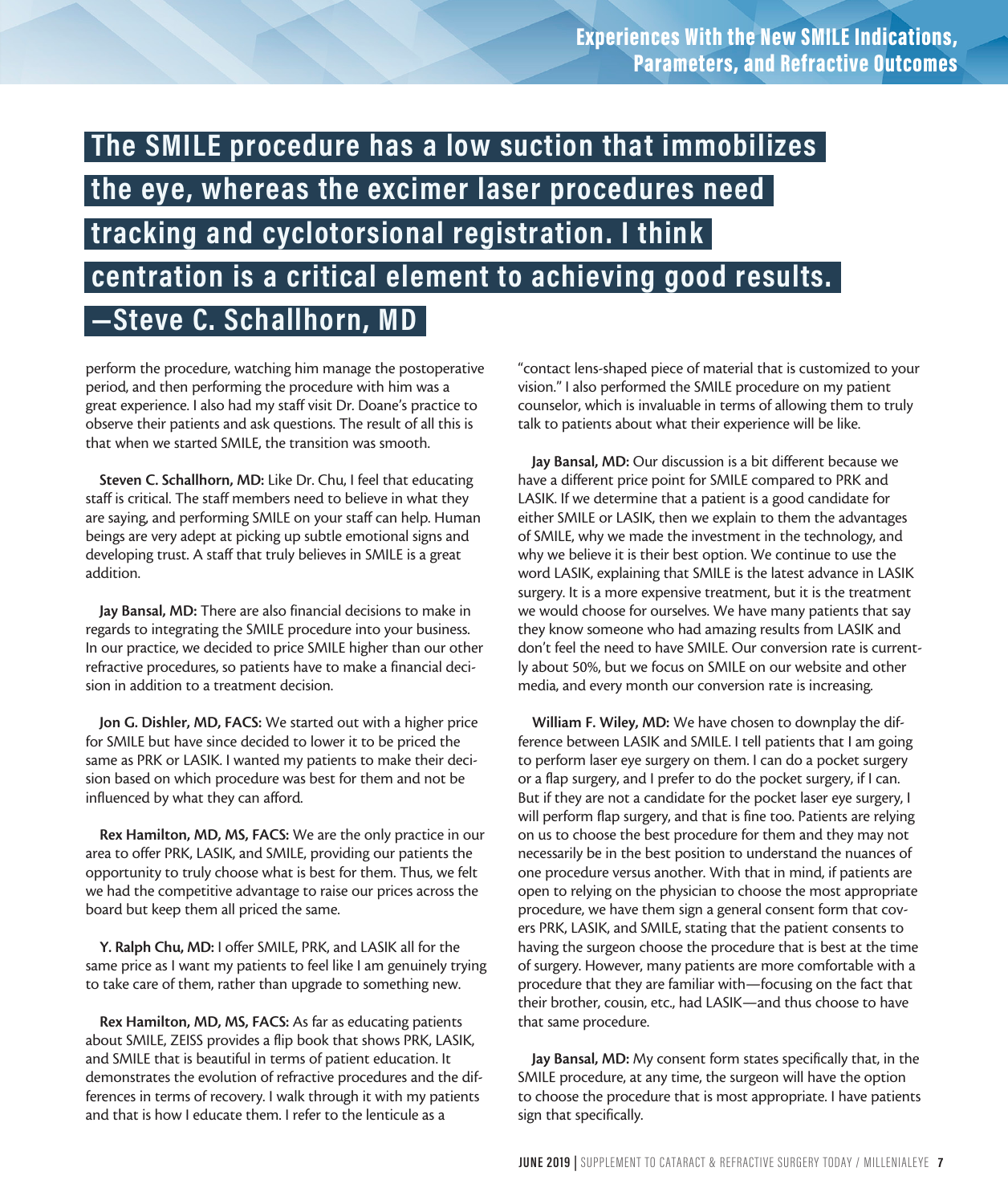**The SMILE procedure has a low suction that immobilizes the eye, whereas the excimer laser procedures need tracking and cyclotorsional registration. I think centration is a critical element to achieving good results. —Steve C. Schallhorn, MD**

perform the procedure, watching him manage the postoperative period, and then performing the procedure with him was a great experience. I also had my staff visit Dr. Doane's practice to observe their patients and ask questions. The result of all this is that when we started SMILE, the transition was smooth.

**Steven C. Schallhorn, MD:** Like Dr. Chu, I feel that educating staff is critical. The staff members need to believe in what they are saying, and performing SMILE on your staff can help. Human beings are very adept at picking up subtle emotional signs and developing trust. A staff that truly believes in SMILE is a great addition.

**Jay Bansal, MD:** There are also financial decisions to make in regards to integrating the SMILE procedure into your business. In our practice, we decided to price SMILE higher than our other refractive procedures, so patients have to make a financial decision in addition to a treatment decision.

**Jon G. Dishler, MD, FACS:** We started out with a higher price for SMILE but have since decided to lower it to be priced the same as PRK or LASIK. I wanted my patients to make their decision based on which procedure was best for them and not be influenced by what they can afford.

**Rex Hamilton, MD, MS, FACS:** We are the only practice in our area to offer PRK, LASIK, and SMILE, providing our patients the opportunity to truly choose what is best for them. Thus, we felt we had the competitive advantage to raise our prices across the board but keep them all priced the same.

**Y. Ralph Chu, MD:** I offer SMILE, PRK, and LASIK all for the same price as I want my patients to feel like I am genuinely trying to take care of them, rather than upgrade to something new.

**Rex Hamilton, MD, MS, FACS:** As far as educating patients about SMILE, ZEISS provides a flip book that shows PRK, LASIK, and SMILE that is beautiful in terms of patient education. It demonstrates the evolution of refractive procedures and the differences in terms of recovery. I walk through it with my patients and that is how I educate them. I refer to the lenticule as a "contact lens-shaped piece of material that is customized to your vision." I also performed the SMILE procedure on my patient counselor, which is invaluable in terms of allowing them to truly talk to patients about what their experience will be like.

**Jay Bansal, MD:** Our discussion is a bit different because we have a different price point for SMILE compared to PRK and LASIK. If we determine that a patient is a good candidate for either SMILE or LASIK, then we explain to them the advantages of SMILE, why we made the investment in the technology, and why we believe it is their best option. We continue to use the word LASIK, explaining that SMILE is the latest advance in LASIK surgery. It is a more expensive treatment, but it is the treatment we would choose for ourselves. We have many patients that say they know someone who had amazing results from LASIK and don't feel the need to have SMILE. Our conversion rate is currently about 50%, but we focus on SMILE on our website and other media, and every month our conversion rate is increasing.

**William F. Wiley, MD:** We have chosen to downplay the difference between LASIK and SMILE. I tell patients that I am going to perform laser eye surgery on them. I can do a pocket surgery or a flap surgery, and I prefer to do the pocket surgery, if I can. But if they are not a candidate for the pocket laser eye surgery, I will perform flap surgery, and that is fine too. Patients are relying on us to choose the best procedure for them and they may not necessarily be in the best position to understand the nuances of one procedure versus another. With that in mind, if patients are open to relying on the physician to choose the most appropriate procedure, we have them sign a general consent form that covers PRK, LASIK, and SMILE, stating that the patient consents to having the surgeon choose the procedure that is best at the time of surgery. However, many patients are more comfortable with a procedure that they are familiar with—focusing on the fact that their brother, cousin, etc., had LASIK—and thus choose to have that same procedure.

**Jay Bansal, MD:** My consent form states specifically that, in the SMILE procedure, at any time, the surgeon will have the option to choose the procedure that is most appropriate. I have patients sign that specifically.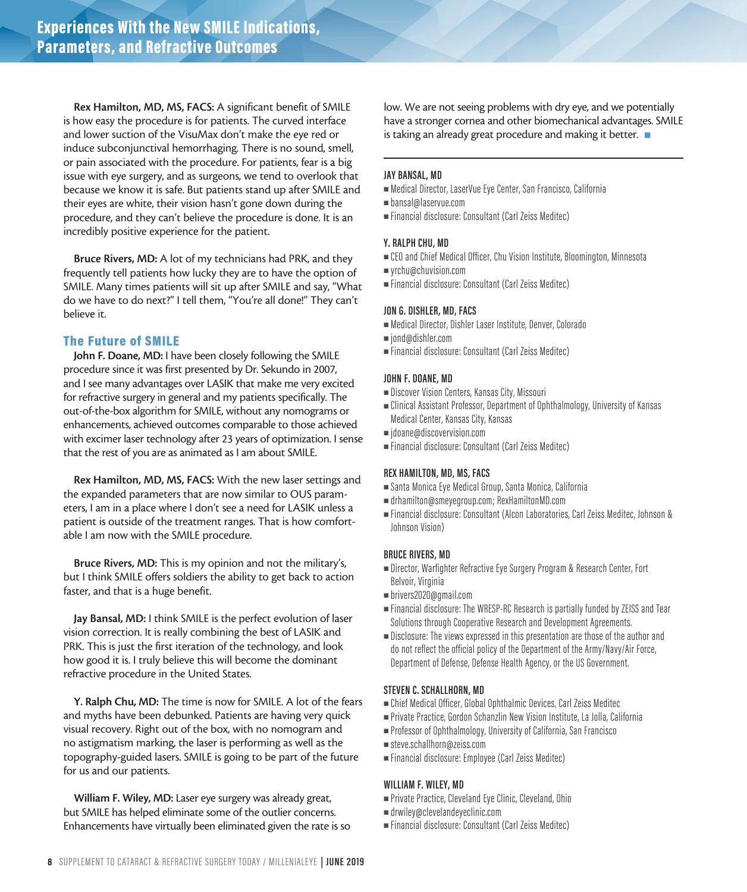**Rex Hamilton, MD, MS, FACS:** A significant benefit of SMILE is how easy the procedure is for patients. The curved interface and lower suction of the VisuMax don't make the eye red or induce subconjunctival hemorrhaging. There is no sound, smell, or pain associated with the procedure. For patients, fear is a big issue with eye surgery, and as surgeons, we tend to overlook that because we know it is safe. But patients stand up after SMILE and their eyes are white, their vision hasn't gone down during the procedure, and they can't believe the procedure is done. It is an incredibly positive experience for the patient.

**Bruce Rivers, MD:** A lot of my technicians had PRK, and they frequently tell patients how lucky they are to have the option of SMILE. Many times patients will sit up after SMILE and say, "What do we have to do next?" I tell them, "You're all done!" They can't believe it.

## The Future of SMILE

**John F. Doane, MD:** I have been closely following the SMILE procedure since it was first presented by Dr. Sekundo in 2007, and I see many advantages over LASIK that make me very excited for refractive surgery in general and my patients specifically. The out-of-the-box algorithm for SMILE, without any nomograms or enhancements, achieved outcomes comparable to those achieved with excimer laser technology after 23 years of optimization. I sense that the rest of you are as animated as I am about SMILE.

**Rex Hamilton, MD, MS, FACS:** With the new laser settings and the expanded parameters that are now similar to OUS parameters, I am in a place where I don't see a need for LASIK unless a patient is outside of the treatment ranges. That is how comfortable I am now with the SMILE procedure.

**Bruce Rivers, MD:** This is my opinion and not the military's, but I think SMILE offers soldiers the ability to get back to action faster, and that is a huge benefit.

**Jay Bansal, MD:** I think SMILE is the perfect evolution of laser vision correction. It is really combining the best of LASIK and PRK. This is just the first iteration of the technology, and look how good it is. I truly believe this will become the dominant refractive procedure in the United States.

**Y. Ralph Chu, MD:** The time is now for SMILE. A lot of the fears and myths have been debunked. Patients are having very quick visual recovery. Right out of the box, with no nomogram and no astigmatism marking, the laser is performing as well as the topography-guided lasers. SMILE is going to be part of the future for us and our patients.

**William F. Wiley, MD:** Laser eye surgery was already great, but SMILE has helped eliminate some of the outlier concerns. Enhancements have virtually been eliminated given the rate is so low. We are not seeing problems with dry eye, and we potentially have a stronger cornea and other biomechanical advantages. SMILE is taking an already great procedure and making it better. ■

---

**JAY BANSAL, MD**
- Medical Director, LaserVue Eye Center, San Francisco, California
- bansal@laservue.com
- Financial disclosure: Consultant (Carl Zeiss Meditec)

**Y. RALPH CHU, MD**
- CEO and Chief Medical Officer, Chu Vision Institute, Bloomington, Minnesota
- yrchu@chuvision.com
- Financial disclosure: Consultant (Carl Zeiss Meditec)

**JON G. DISHLER, MD, FACS**
- Medical Director, Dishler Laser Institute, Denver, Colorado
- jond@dishler.com
- Financial disclosure: Consultant (Carl Zeiss Meditec)

**JOHN F. DOANE, MD**
- Discover Vision Centers, Kansas City, Missouri
- Clinical Assistant Professor, Department of Ophthalmology, University of Kansas Medical Center, Kansas City, Kansas
- jdoane@discovervision.com
- Financial disclosure: Consultant (Carl Zeiss Meditec)

**REX HAMILTON, MD, MS, FACS**
- Santa Monica Eye Medical Group, Santa Monica, California
- drhamilton@smeyegroup.com; RexHamiltonMD.com
- Financial disclosure: Consultant (Alcon Laboratories, Carl Zeiss Meditec, Johnson & Johnson Vision)

**BRUCE RIVERS, MD**
- Director, Warfighter Refractive Eye Surgery Program & Research Center, Fort Belvoir, Virginia
- brivers2020@gmail.com
- Financial disclosure: The WRESP-RC Research is partially funded by ZEISS and Tear Solutions through Cooperative Research and Development Agreements.
- Disclosure: The views expressed in this presentation are those of the author and do not reflect the official policy of the Department of the Army/Navy/Air Force, Department of Defense, Defense Health Agency, or the US Government.

**STEVEN C. SCHALLHORN, MD**
- Chief Medical Officer, Global Ophthalmic Devices, Carl Zeiss Meditec
- Private Practice, Gordon Schanzlin New Vision Institute, La Jolla, California
- Professor of Ophthalmology, University of California, San Francisco
- steve.schallhorn@zeiss.com
- Financial disclosure: Employee (Carl Zeiss Meditec)

**WILLIAM F. WILEY, MD**
- Private Practice, Cleveland Eye Clinic, Cleveland, Ohio
- drwiley@clevelandeyeclinic.com
- Financial disclosure: Consultant (Carl Zeiss Meditec)